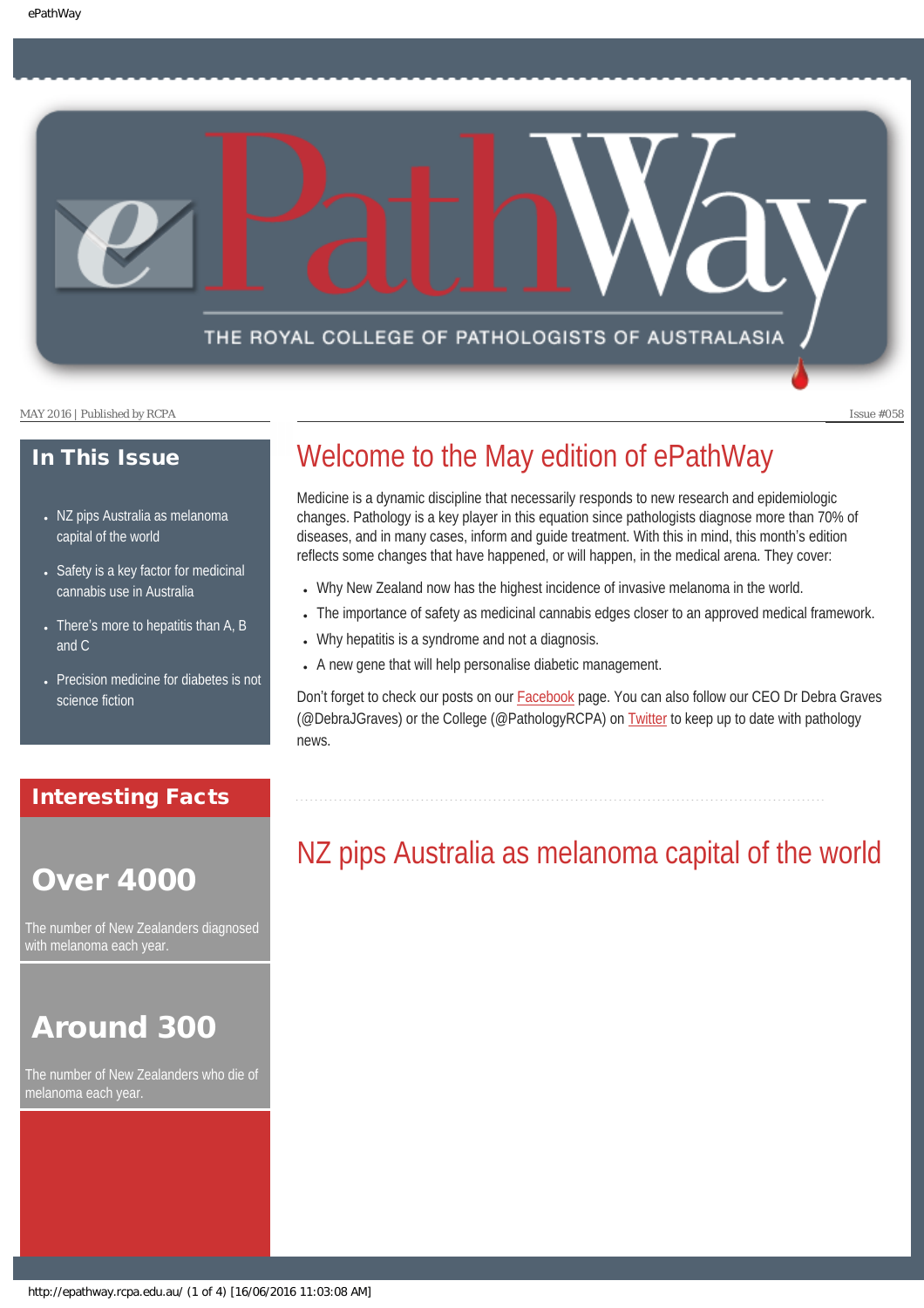# ePathWay

THE ROYAL COLLEGE OF PATHOLOGISTS OF AUSTRALASIA

MAY 2016 | Published by RCPA

Issue #058

## In This Issue

- NZ pips Australia as melanoma capital of the world
- Safety is a key factor for medicinal cannabis use in Australia
- There's more to hepatitis than A, B and C
- Precision medicine for diabetes is not science fiction

## Interesting Facts

**Over 4000**

The number of New Zealanders diagnosed with melanoma each year.

**Around 300**

The number of New Zealanders who die of melanoma each year.

# Welcome to the May edition of ePathWay

Medicine is a dynamic discipline that necessarily responds to new research and epidemiologic changes. Pathology is a key player in this equation since pathologists diagnose more than 70% of diseases, and in many cases, inform and guide treatment. With this in mind, this month's edition reflects some changes that have happened, or will happen, in the medical arena. They cover:

- Why New Zealand now has the highest incidence of invasive melanoma in the world.
- The importance of safety as medicinal cannabis edges closer to an approved medical framework.
- Why hepatitis is a syndrome and not a diagnosis.
- A new gene that will help personalise diabetic management.

Don't forget to check our posts on our Facebook page. You can also follow our CEO Dr Debra Graves (@DebraJGraves) or the College (@PathologyRCPA) on Twitter to keep up to date with pathology news.

# NZ pips Australia as melanoma capital of the world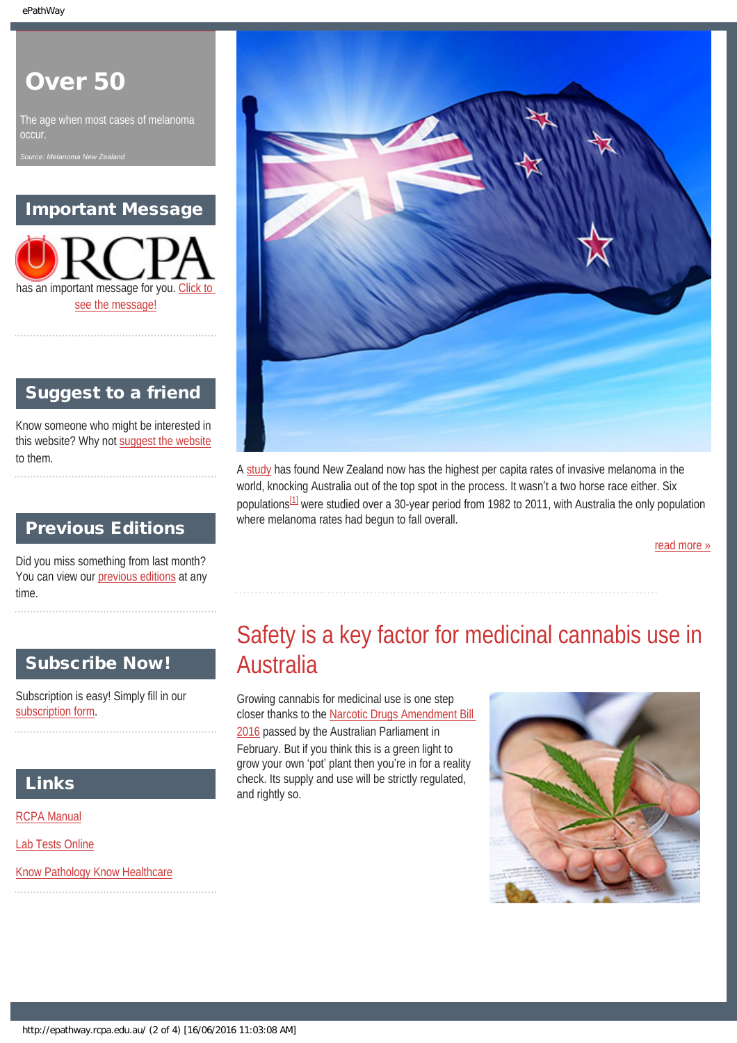## Over 50

The age when most cases of melanoma occur.

*Source: Melanoma New Zealand*

## Important Message

RCPA has an important message for you. Click to see the message!

## Suggest to a friend

Know someone who might be interested in this website? Why not suggest the website to them.

## Previous Editions

Did you miss something from last month? You can view our previous editions at any time.

## Subscribe Now!

Subscription is easy! Simply fill in our subscription form.

## Links

RCPA Manual

Lab Tests Online

Know Pathology Know Healthcare

---

A study has found New Zealand now has the highest per capita rates of invasive melanoma in the world, knocking Australia out of the top spot in the process. It wasn't a two horse race either. Six populations[1] were studied over a 30-year period from 1982 to 2011, with Australia the only population where melanoma rates had begun to fall overall.

read more »

## Safety is a key factor for medicinal cannabis use in Australia

Growing cannabis for medicinal use is one step closer thanks to the Narcotic Drugs Amendment Bill 2016 passed by the Australian Parliament in February. But if you think this is a green light to grow your own 'pot' plant then you're in for a reality check. Its supply and use will be strictly regulated, and rightly so.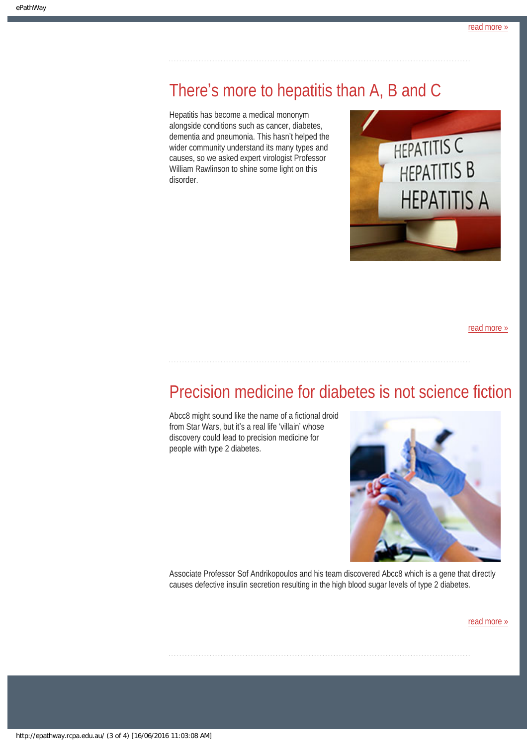[read more »](http://epathway.rcpa.edu.au/)

---

## There's more to hepatitis than A, B and C

Hepatitis has become a medical mononym alongside conditions such as cancer, diabetes, dementia and pneumonia. This hasn't helped the wider community understand its many types and causes, so we asked expert virologist Professor William Rawlinson to shine some light on this disorder.

read more »

---

## Precision medicine for diabetes is not science fiction

Abcc8 might sound like the name of a fictional droid from Star Wars, but it's a real life 'villain' whose discovery could lead to precision medicine for people with type 2 diabetes.

Associate Professor Sof Andrikopoulos and his team discovered Abcc8 which is a gene that directly causes defective insulin secretion resulting in the high blood sugar levels of type 2 diabetes.

read more »

---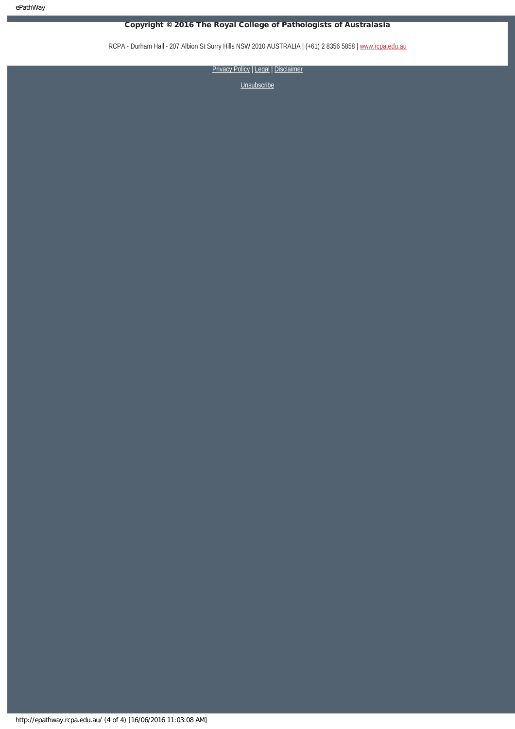**Copyright © 2016 The Royal College of Pathologists of Australasia**

RCPA - Durham Hall - 207 Albion St Surry Hills NSW 2010 AUSTRALIA | (+61) 2 8356 5858 | [www.rcpa.edu.au](http://www.rcpa.edu.au)

[Privacy Policy](#) | [Legal](#) | [Disclaimer](#)

[Unsubscribe](#)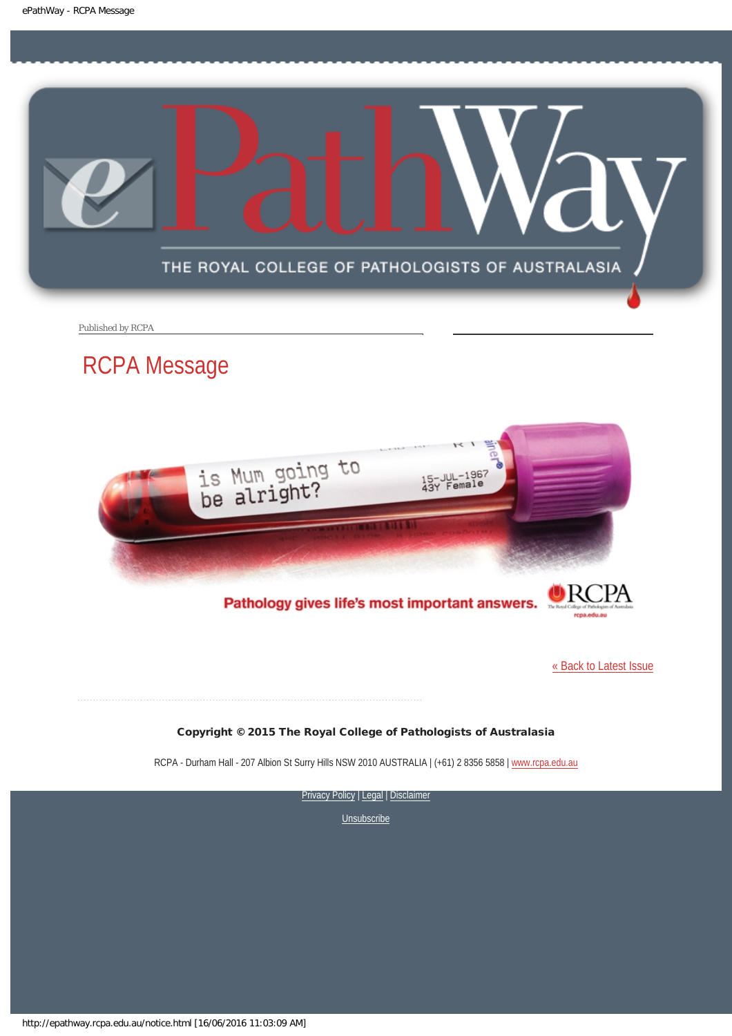Published by RCPA

# RCPA Message

is Mum going to be alright?

15-JUL-1967
43Y Female

Pathology gives life's most important answers.

RCPA

[« Back to Latest Issue](http://epathway.rcpa.edu.au/notice.html)

**Copyright © 2015 The Royal College of Pathologists of Australasia**

RCPA - Durham Hall - 207 Albion St Surry Hills NSW 2010 AUSTRALIA | (+61) 2 8356 5858 | [www.rcpa.edu.au](http://www.rcpa.edu.au)

Privacy Policy | Legal | Disclaimer

Unsubscribe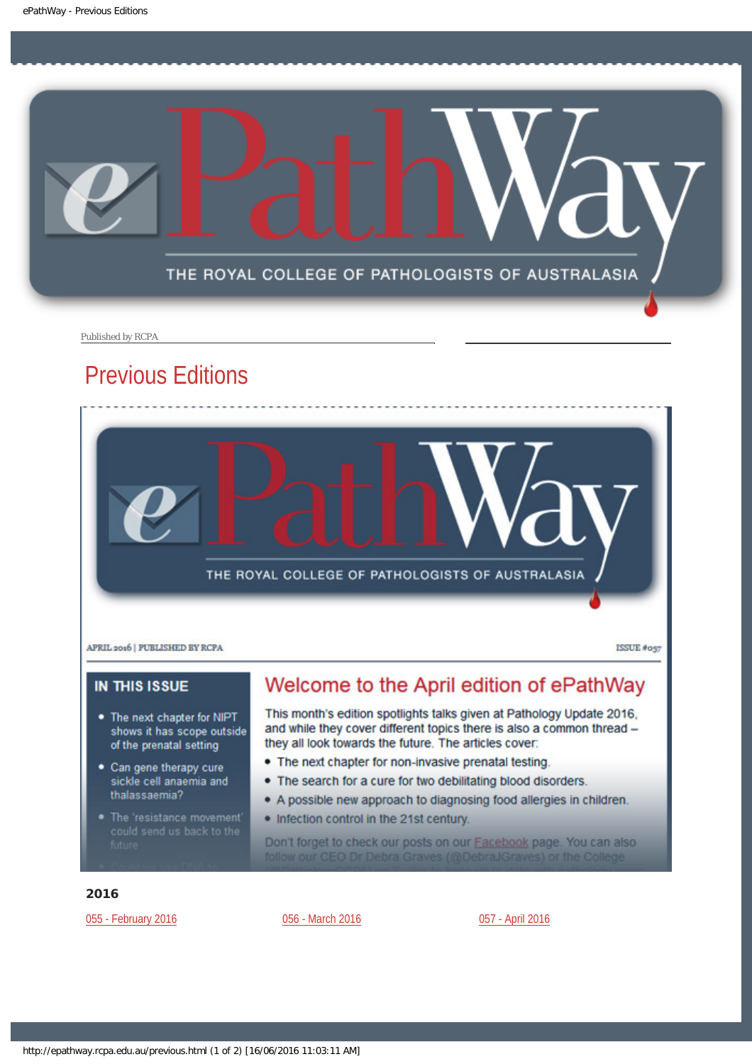Published by RCPA

# Previous Editions

APRIL 2016 | PUBLISHED BY RCPA

ISSUE #057

**IN THIS ISSUE**

- The next chapter for NIPT shows it has scope outside of the prenatal setting
- Can gene therapy cure sickle cell anaemia and thalassaemia?
- The 'resistance movement' could send us back to the future

## Welcome to the April edition of ePathWay

This month's edition spotlights talks given at Pathology Update 2016, and while they cover different topics there is also a common thread – they all look towards the future. The articles cover:

- The next chapter for non-invasive prenatal testing.
- The search for a cure for two debilitating blood disorders.
- A possible new approach to diagnosing food allergies in children.
- Infection control in the 21st century.

Don't forget to check our posts on our Facebook page. You can also follow our CEO Dr Debra Graves (@DebraJGraves) or the College

## 2016

055 - February 2016

056 - March 2016

057 - April 2016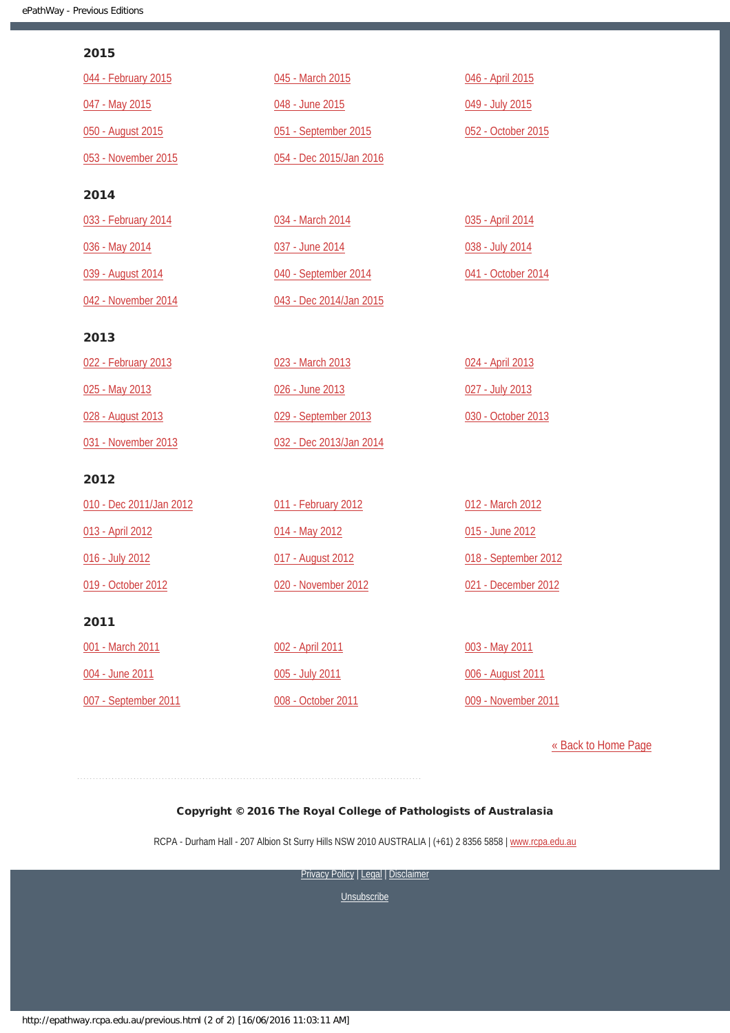## 2015

044 - February 2015
045 - March 2015
046 - April 2015
047 - May 2015
048 - June 2015
049 - July 2015
050 - August 2015
051 - September 2015
052 - October 2015
053 - November 2015
054 - Dec 2015/Jan 2016

## 2014

033 - February 2014
034 - March 2014
035 - April 2014
036 - May 2014
037 - June 2014
038 - July 2014
039 - August 2014
040 - September 2014
041 - October 2014
042 - November 2014
043 - Dec 2014/Jan 2015

## 2013

022 - February 2013
023 - March 2013
024 - April 2013
025 - May 2013
026 - June 2013
027 - July 2013
028 - August 2013
029 - September 2013
030 - October 2013
031 - November 2013
032 - Dec 2013/Jan 2014

## 2012

010 - Dec 2011/Jan 2012
011 - February 2012
012 - March 2012
013 - April 2012
014 - May 2012
015 - June 2012
016 - July 2012
017 - August 2012
018 - September 2012
019 - October 2012
020 - November 2012
021 - December 2012

## 2011

001 - March 2011
002 - April 2011
003 - May 2011
004 - June 2011
005 - July 2011
006 - August 2011
007 - September 2011
008 - October 2011
009 - November 2011

« Back to Home Page

**Copyright © 2016 The Royal College of Pathologists of Australasia**

RCPA - Durham Hall - 207 Albion St Surry Hills NSW 2010 AUSTRALIA | (+61) 2 8356 5858 | www.rcpa.edu.au

Privacy Policy | Legal | Disclaimer

Unsubscribe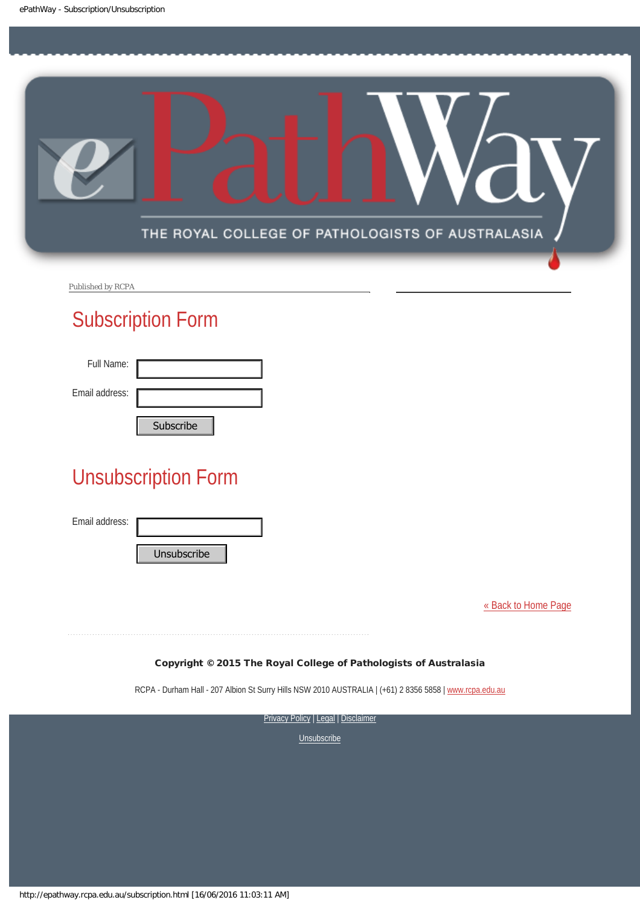Published by RCPA

## Subscription Form

Full Name:

Email address:

Subscribe

## Unsubscription Form

Email address:

Unsubscribe

« Back to Home Page

**Copyright © 2015 The Royal College of Pathologists of Australasia**

RCPA - Durham Hall - 207 Albion St Surry Hills NSW 2010 AUSTRALIA | (+61) 2 8356 5858 | www.rcpa.edu.au

Privacy Policy | Legal | Disclaimer

Unsubscribe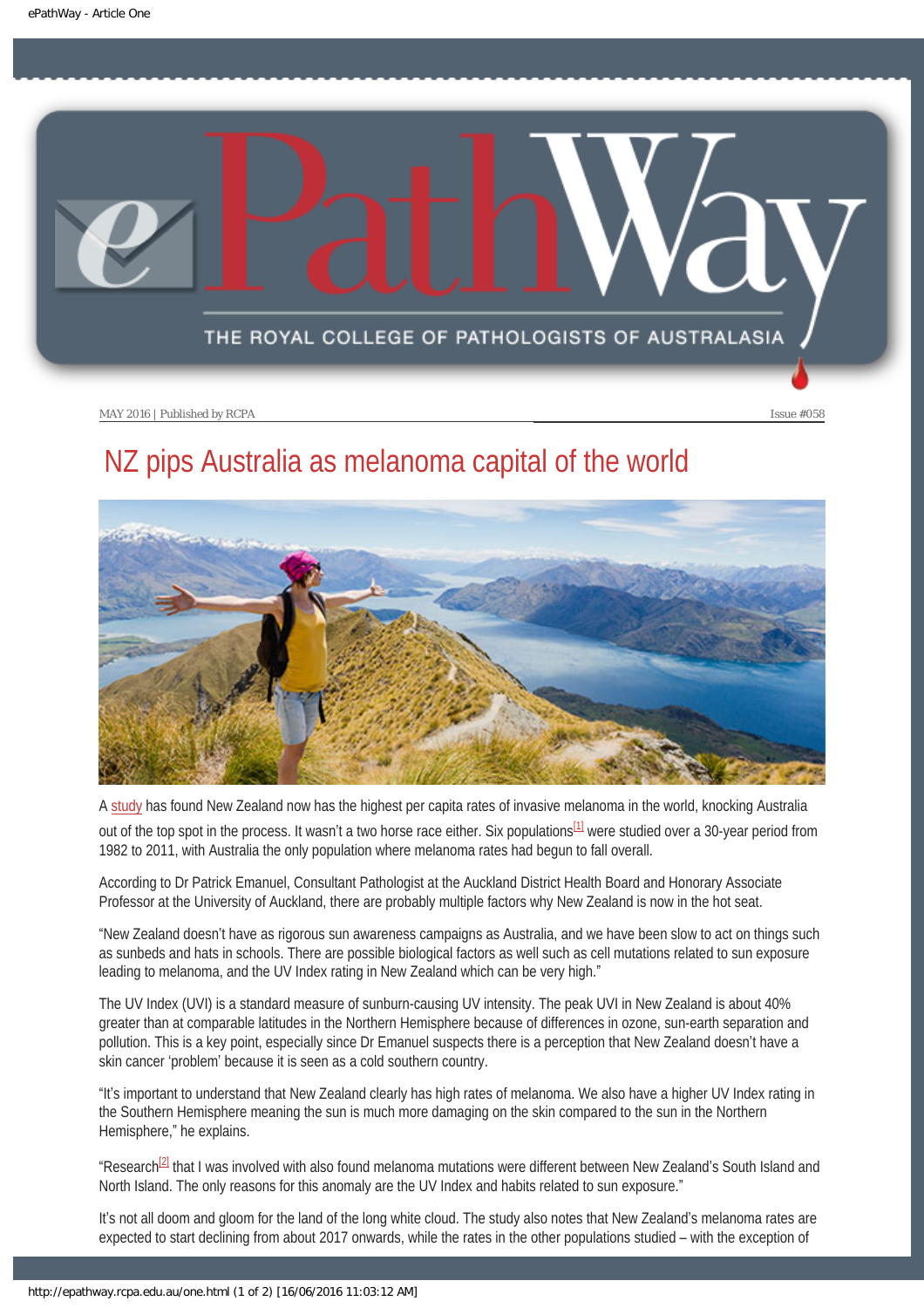MAY 2016 | Published by RCPA

Issue #058

# NZ pips Australia as melanoma capital of the world

A study has found New Zealand now has the highest per capita rates of invasive melanoma in the world, knocking Australia out of the top spot in the process. It wasn't a two horse race either. Six populations[1] were studied over a 30-year period from 1982 to 2011, with Australia the only population where melanoma rates had begun to fall overall.

According to Dr Patrick Emanuel, Consultant Pathologist at the Auckland District Health Board and Honorary Associate Professor at the University of Auckland, there are probably multiple factors why New Zealand is now in the hot seat.

"New Zealand doesn't have as rigorous sun awareness campaigns as Australia, and we have been slow to act on things such as sunbeds and hats in schools. There are possible biological factors as well such as cell mutations related to sun exposure leading to melanoma, and the UV Index rating in New Zealand which can be very high."

The UV Index (UVI) is a standard measure of sunburn-causing UV intensity. The peak UVI in New Zealand is about 40% greater than at comparable latitudes in the Northern Hemisphere because of differences in ozone, sun-earth separation and pollution. This is a key point, especially since Dr Emanuel suspects there is a perception that New Zealand doesn't have a skin cancer 'problem' because it is seen as a cold southern country.

"It's important to understand that New Zealand clearly has high rates of melanoma. We also have a higher UV Index rating in the Southern Hemisphere meaning the sun is much more damaging on the skin compared to the sun in the Northern Hemisphere," he explains.

"Research[2] that I was involved with also found melanoma mutations were different between New Zealand's South Island and North Island. The only reasons for this anomaly are the UV Index and habits related to sun exposure."

It's not all doom and gloom for the land of the long white cloud. The study also notes that New Zealand's melanoma rates are expected to start declining from about 2017 onwards, while the rates in the other populations studied – with the exception of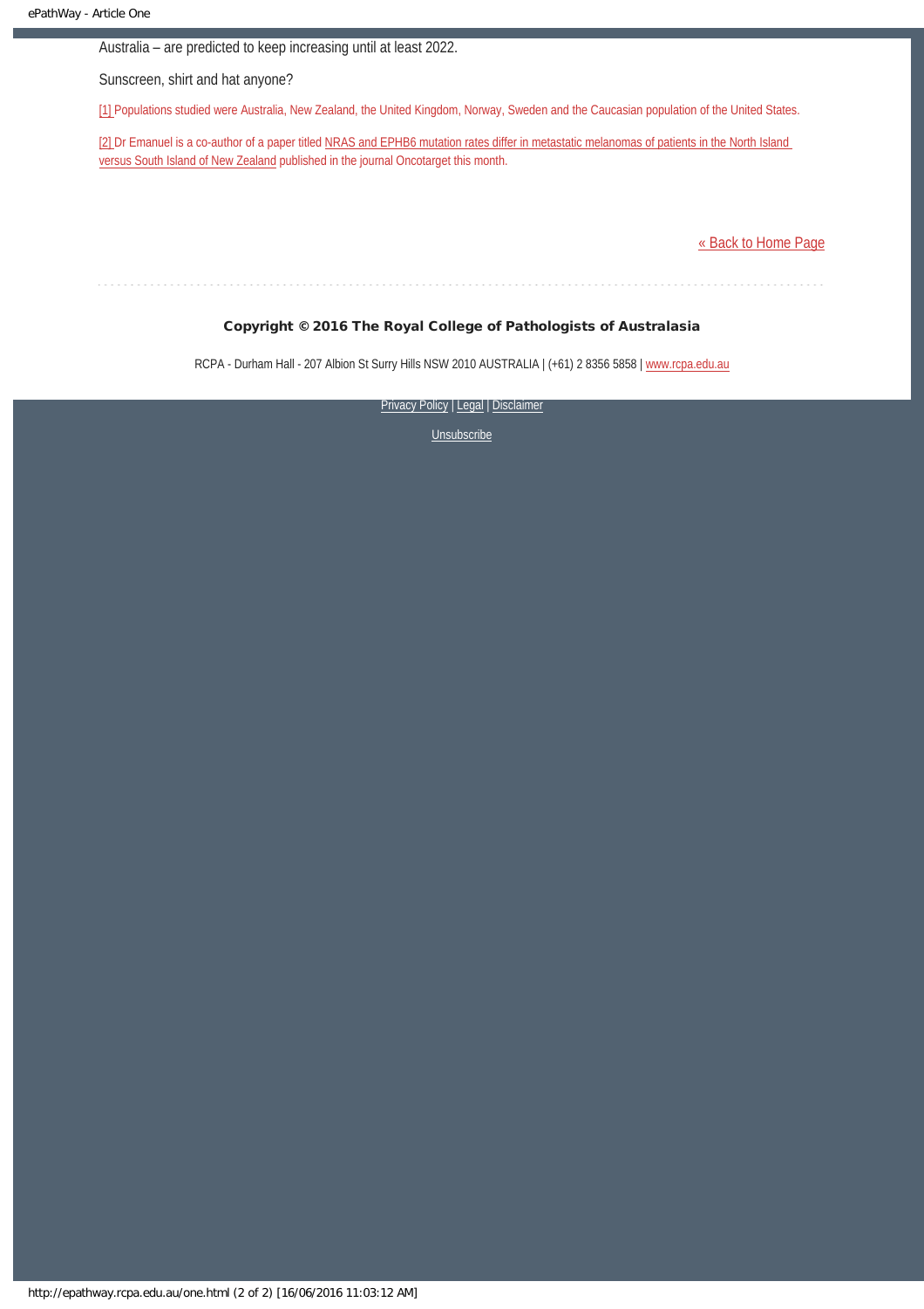Australia – are predicted to keep increasing until at least 2022.

Sunscreen, shirt and hat anyone?

[1] Populations studied were Australia, New Zealand, the United Kingdom, Norway, Sweden and the Caucasian population of the United States.

[2] Dr Emanuel is a co-author of a paper titled NRAS and EPHB6 mutation rates differ in metastatic melanomas of patients in the North Island versus South Island of New Zealand published in the journal Oncotarget this month.

« Back to Home Page

**Copyright © 2016 The Royal College of Pathologists of Australasia**

RCPA - Durham Hall - 207 Albion St Surry Hills NSW 2010 AUSTRALIA | (+61) 2 8356 5858 | www.rcpa.edu.au

Privacy Policy | Legal | Disclaimer

Unsubscribe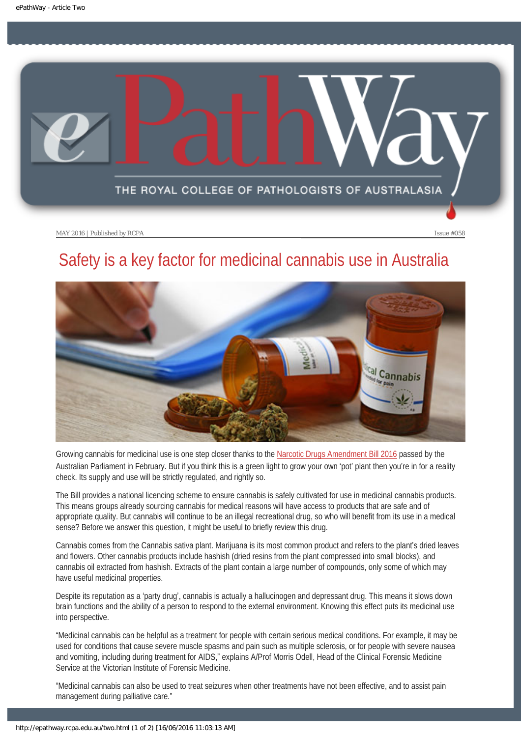MAY 2016 | Published by RCPA

Issue #058

# Safety is a key factor for medicinal cannabis use in Australia

Growing cannabis for medicinal use is one step closer thanks to the Narcotic Drugs Amendment Bill 2016 passed by the Australian Parliament in February. But if you think this is a green light to grow your own 'pot' plant then you're in for a reality check. Its supply and use will be strictly regulated, and rightly so.

The Bill provides a national licencing scheme to ensure cannabis is safely cultivated for use in medicinal cannabis products. This means groups already sourcing cannabis for medical reasons will have access to products that are safe and of appropriate quality. But cannabis will continue to be an illegal recreational drug, so who will benefit from its use in a medical sense? Before we answer this question, it might be useful to briefly review this drug.

Cannabis comes from the Cannabis sativa plant. Marijuana is its most common product and refers to the plant's dried leaves and flowers. Other cannabis products include hashish (dried resins from the plant compressed into small blocks), and cannabis oil extracted from hashish. Extracts of the plant contain a large number of compounds, only some of which may have useful medicinal properties.

Despite its reputation as a 'party drug', cannabis is actually a hallucinogen and depressant drug. This means it slows down brain functions and the ability of a person to respond to the external environment. Knowing this effect puts its medicinal use into perspective.

"Medicinal cannabis can be helpful as a treatment for people with certain serious medical conditions. For example, it may be used for conditions that cause severe muscle spasms and pain such as multiple sclerosis, or for people with severe nausea and vomiting, including during treatment for AIDS," explains A/Prof Morris Odell, Head of the Clinical Forensic Medicine Service at the Victorian Institute of Forensic Medicine.

"Medicinal cannabis can also be used to treat seizures when other treatments have not been effective, and to assist pain management during palliative care."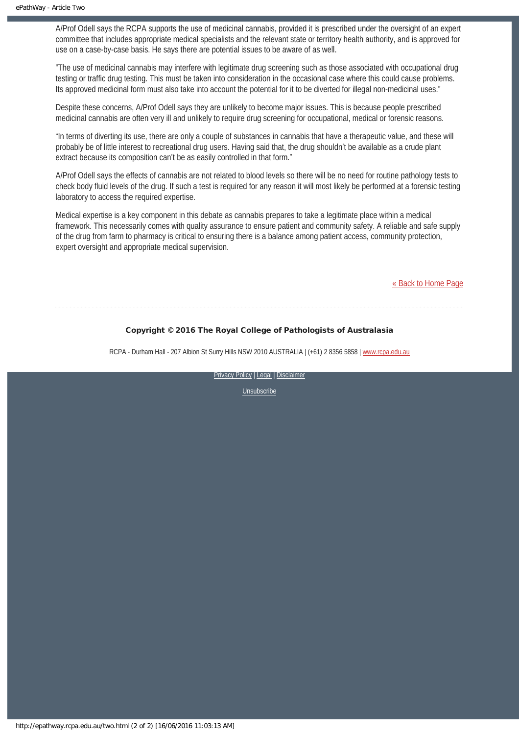A/Prof Odell says the RCPA supports the use of medicinal cannabis, provided it is prescribed under the oversight of an expert committee that includes appropriate medical specialists and the relevant state or territory health authority, and is approved for use on a case-by-case basis. He says there are potential issues to be aware of as well.

"The use of medicinal cannabis may interfere with legitimate drug screening such as those associated with occupational drug testing or traffic drug testing. This must be taken into consideration in the occasional case where this could cause problems. Its approved medicinal form must also take into account the potential for it to be diverted for illegal non-medicinal uses."

Despite these concerns, A/Prof Odell says they are unlikely to become major issues. This is because people prescribed medicinal cannabis are often very ill and unlikely to require drug screening for occupational, medical or forensic reasons.

"In terms of diverting its use, there are only a couple of substances in cannabis that have a therapeutic value, and these will probably be of little interest to recreational drug users. Having said that, the drug shouldn't be available as a crude plant extract because its composition can't be as easily controlled in that form."

A/Prof Odell says the effects of cannabis are not related to blood levels so there will be no need for routine pathology tests to check body fluid levels of the drug. If such a test is required for any reason it will most likely be performed at a forensic testing laboratory to access the required expertise.

Medical expertise is a key component in this debate as cannabis prepares to take a legitimate place within a medical framework. This necessarily comes with quality assurance to ensure patient and community safety. A reliable and safe supply of the drug from farm to pharmacy is critical to ensuring there is a balance among patient access, community protection, expert oversight and appropriate medical supervision.

« Back to Home Page

**Copyright © 2016 The Royal College of Pathologists of Australasia**

RCPA - Durham Hall - 207 Albion St Surry Hills NSW 2010 AUSTRALIA | (+61) 2 8356 5858 | www.rcpa.edu.au

Privacy Policy | Legal | Disclaimer

Unsubscribe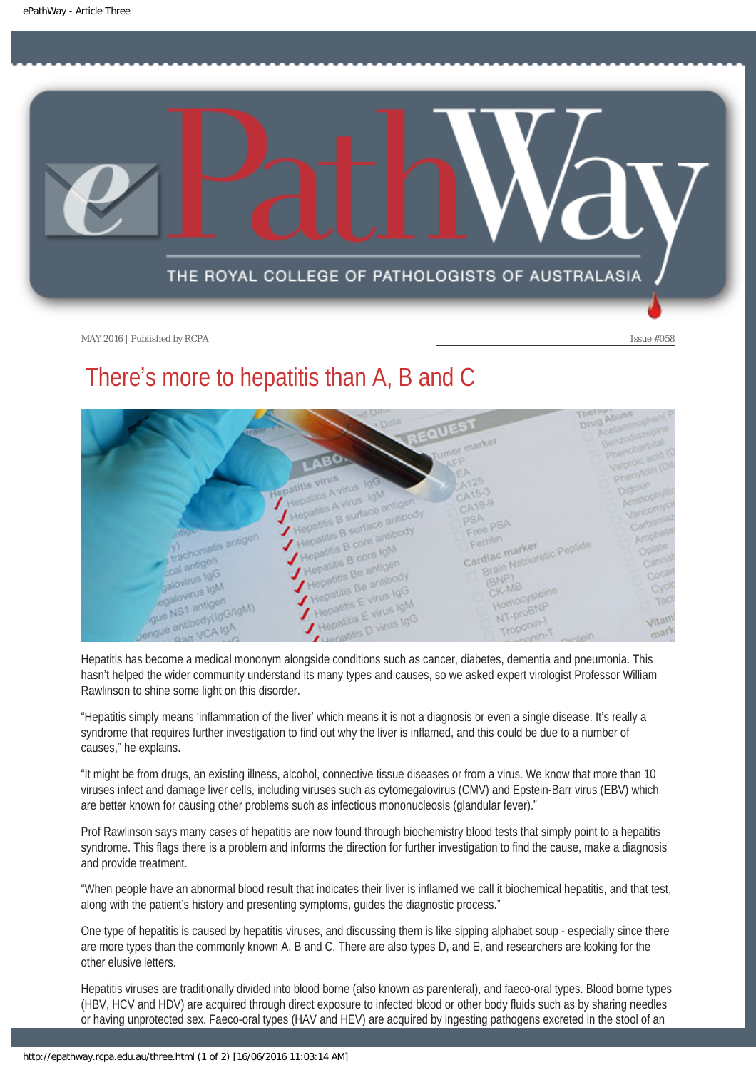MAY 2016 | Published by RCPA

Issue #058

# There's more to hepatitis than A, B and C

Hepatitis has become a medical mononym alongside conditions such as cancer, diabetes, dementia and pneumonia. This hasn't helped the wider community understand its many types and causes, so we asked expert virologist Professor William Rawlinson to shine some light on this disorder.

"Hepatitis simply means 'inflammation of the liver' which means it is not a diagnosis or even a single disease. It's really a syndrome that requires further investigation to find out why the liver is inflamed, and this could be due to a number of causes," he explains.

"It might be from drugs, an existing illness, alcohol, connective tissue diseases or from a virus. We know that more than 10 viruses infect and damage liver cells, including viruses such as cytomegalovirus (CMV) and Epstein-Barr virus (EBV) which are better known for causing other problems such as infectious mononucleosis (glandular fever)."

Prof Rawlinson says many cases of hepatitis are now found through biochemistry blood tests that simply point to a hepatitis syndrome. This flags there is a problem and informs the direction for further investigation to find the cause, make a diagnosis and provide treatment.

"When people have an abnormal blood result that indicates their liver is inflamed we call it biochemical hepatitis, and that test, along with the patient's history and presenting symptoms, guides the diagnostic process."

One type of hepatitis is caused by hepatitis viruses, and discussing them is like sipping alphabet soup - especially since there are more types than the commonly known A, B and C. There are also types D, and E, and researchers are looking for the other elusive letters.

Hepatitis viruses are traditionally divided into blood borne (also known as parenteral), and faeco-oral types. Blood borne types (HBV, HCV and HDV) are acquired through direct exposure to infected blood or other body fluids such as by sharing needles or having unprotected sex. Faeco-oral types (HAV and HEV) are acquired by ingesting pathogens excreted in the stool of an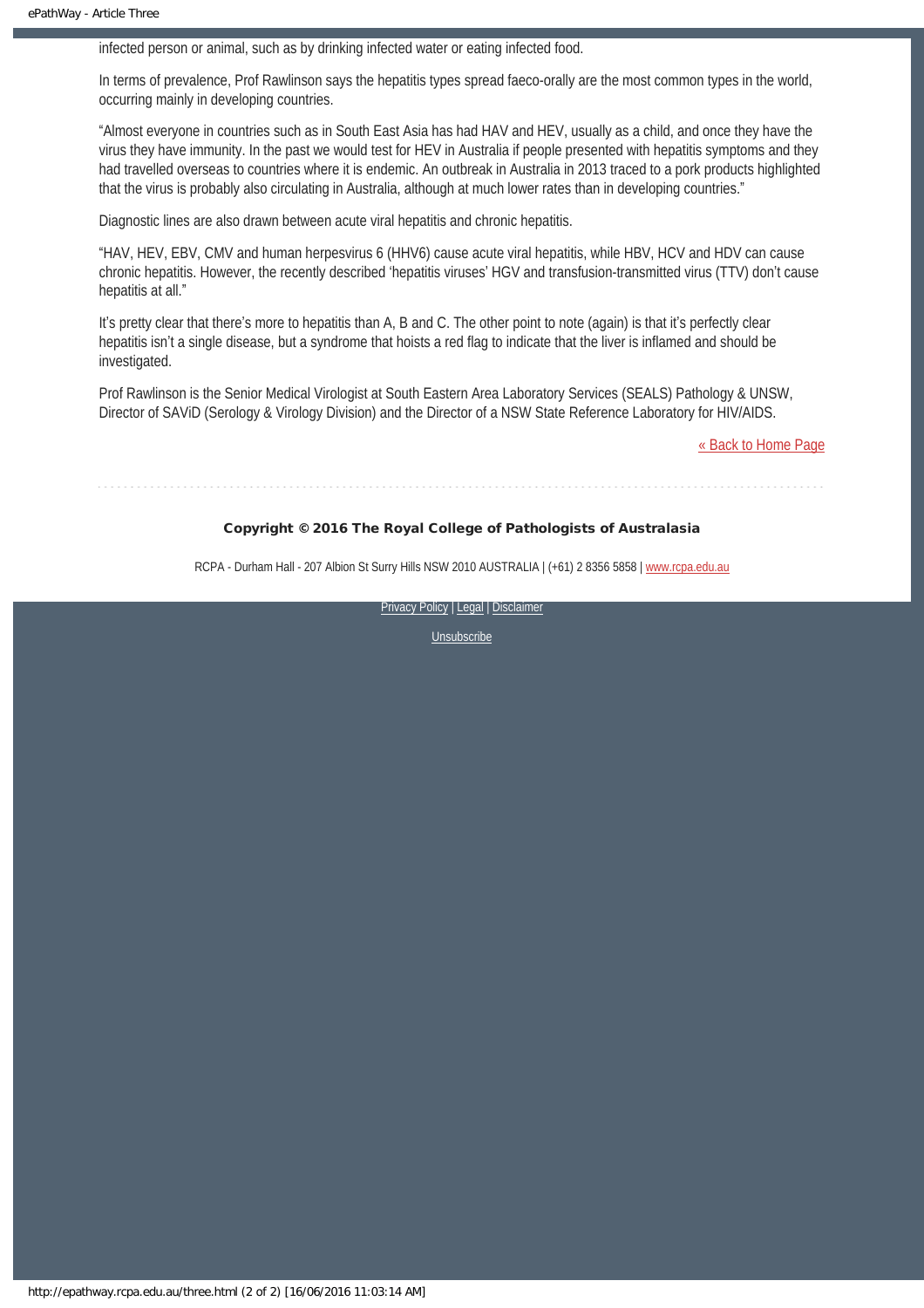infected person or animal, such as by drinking infected water or eating infected food.

In terms of prevalence, Prof Rawlinson says the hepatitis types spread faeco-orally are the most common types in the world, occurring mainly in developing countries.

“Almost everyone in countries such as in South East Asia has had HAV and HEV, usually as a child, and once they have the virus they have immunity. In the past we would test for HEV in Australia if people presented with hepatitis symptoms and they had travelled overseas to countries where it is endemic. An outbreak in Australia in 2013 traced to a pork products highlighted that the virus is probably also circulating in Australia, although at much lower rates than in developing countries.”

Diagnostic lines are also drawn between acute viral hepatitis and chronic hepatitis.

“HAV, HEV, EBV, CMV and human herpesvirus 6 (HHV6) cause acute viral hepatitis, while HBV, HCV and HDV can cause chronic hepatitis. However, the recently described ‘hepatitis viruses’ HGV and transfusion-transmitted virus (TTV) don’t cause hepatitis at all.”

It’s pretty clear that there’s more to hepatitis than A, B and C. The other point to note (again) is that it’s perfectly clear hepatitis isn’t a single disease, but a syndrome that hoists a red flag to indicate that the liver is inflamed and should be investigated.

Prof Rawlinson is the Senior Medical Virologist at South Eastern Area Laboratory Services (SEALS) Pathology & UNSW, Director of SAViD (Serology & Virology Division) and the Director of a NSW State Reference Laboratory for HIV/AIDS.

« Back to Home Page

**Copyright © 2016 The Royal College of Pathologists of Australasia**

RCPA - Durham Hall - 207 Albion St Surry Hills NSW 2010 AUSTRALIA | (+61) 2 8356 5858 | www.rcpa.edu.au

Privacy Policy | Legal | Disclaimer

Unsubscribe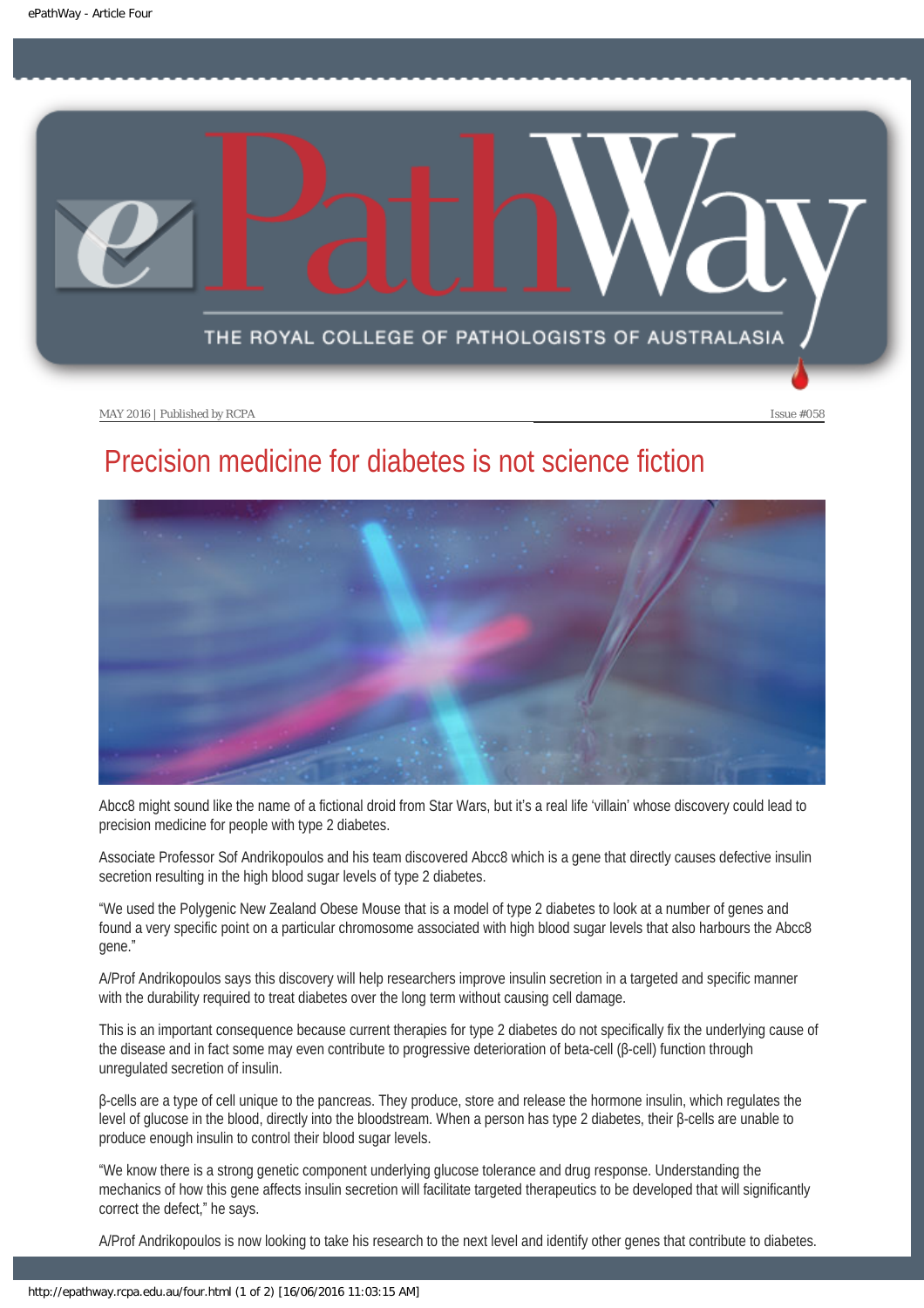MAY 2016 | Published by RCPA Issue #058

# Precision medicine for diabetes is not science fiction

Abcc8 might sound like the name of a fictional droid from Star Wars, but it's a real life 'villain' whose discovery could lead to precision medicine for people with type 2 diabetes.

Associate Professor Sof Andrikopoulos and his team discovered Abcc8 which is a gene that directly causes defective insulin secretion resulting in the high blood sugar levels of type 2 diabetes.

"We used the Polygenic New Zealand Obese Mouse that is a model of type 2 diabetes to look at a number of genes and found a very specific point on a particular chromosome associated with high blood sugar levels that also harbours the Abcc8 gene."

A/Prof Andrikopoulos says this discovery will help researchers improve insulin secretion in a targeted and specific manner with the durability required to treat diabetes over the long term without causing cell damage.

This is an important consequence because current therapies for type 2 diabetes do not specifically fix the underlying cause of the disease and in fact some may even contribute to progressive deterioration of beta-cell (β-cell) function through unregulated secretion of insulin.

β-cells are a type of cell unique to the pancreas. They produce, store and release the hormone insulin, which regulates the level of glucose in the blood, directly into the bloodstream. When a person has type 2 diabetes, their β-cells are unable to produce enough insulin to control their blood sugar levels.

"We know there is a strong genetic component underlying glucose tolerance and drug response. Understanding the mechanics of how this gene affects insulin secretion will facilitate targeted therapeutics to be developed that will significantly correct the defect," he says.

A/Prof Andrikopoulos is now looking to take his research to the next level and identify other genes that contribute to diabetes.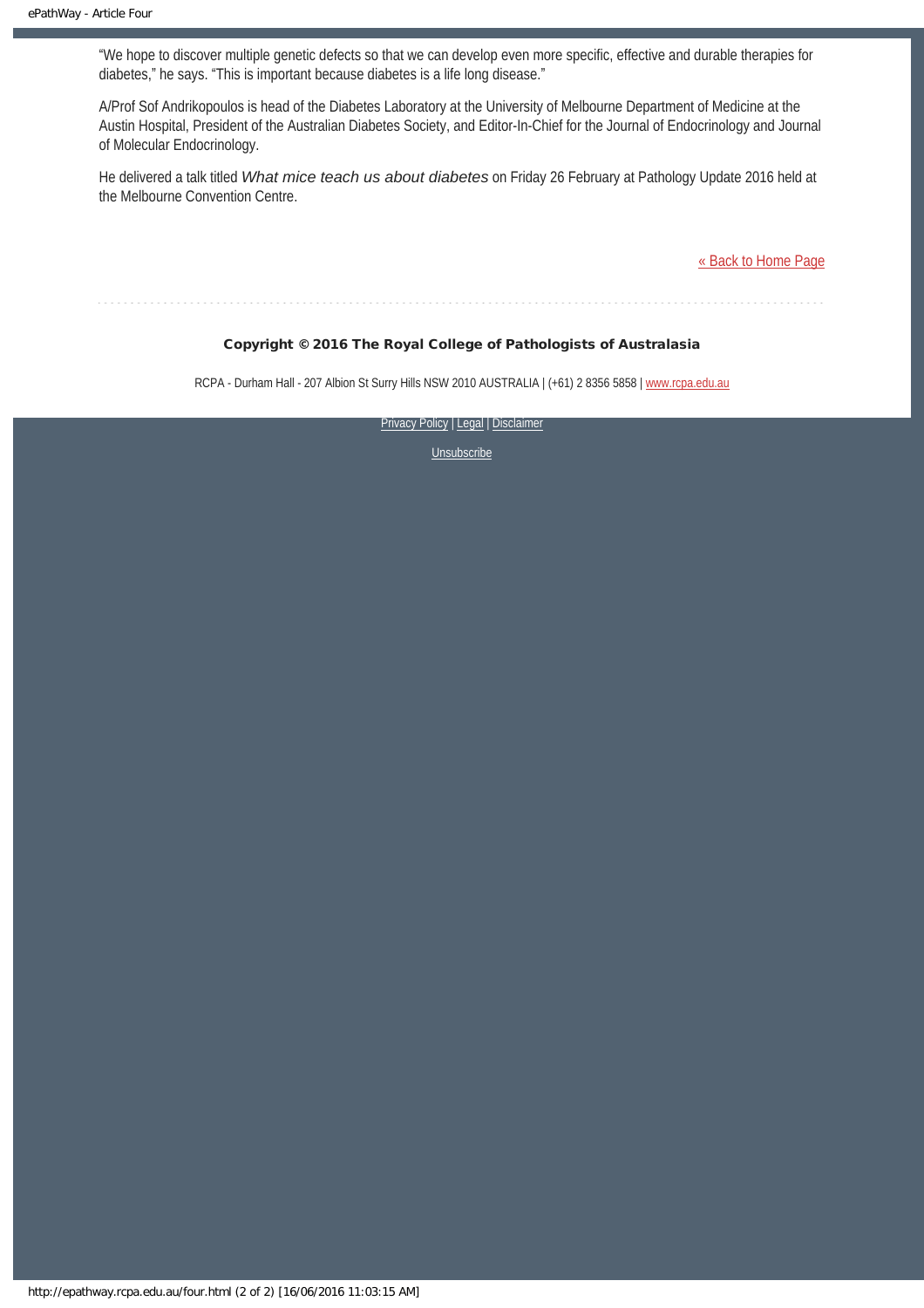"We hope to discover multiple genetic defects so that we can develop even more specific, effective and durable therapies for diabetes," he says. "This is important because diabetes is a life long disease."

A/Prof Sof Andrikopoulos is head of the Diabetes Laboratory at the University of Melbourne Department of Medicine at the Austin Hospital, President of the Australian Diabetes Society, and Editor-In-Chief for the Journal of Endocrinology and Journal of Molecular Endocrinology.

He delivered a talk titled *What mice teach us about diabetes* on Friday 26 February at Pathology Update 2016 held at the Melbourne Convention Centre.

« Back to Home Page

**Copyright © 2016 The Royal College of Pathologists of Australasia**

RCPA - Durham Hall - 207 Albion St Surry Hills NSW 2010 AUSTRALIA | (+61) 2 8356 5858 | www.rcpa.edu.au

Privacy Policy | Legal | Disclaimer

Unsubscribe